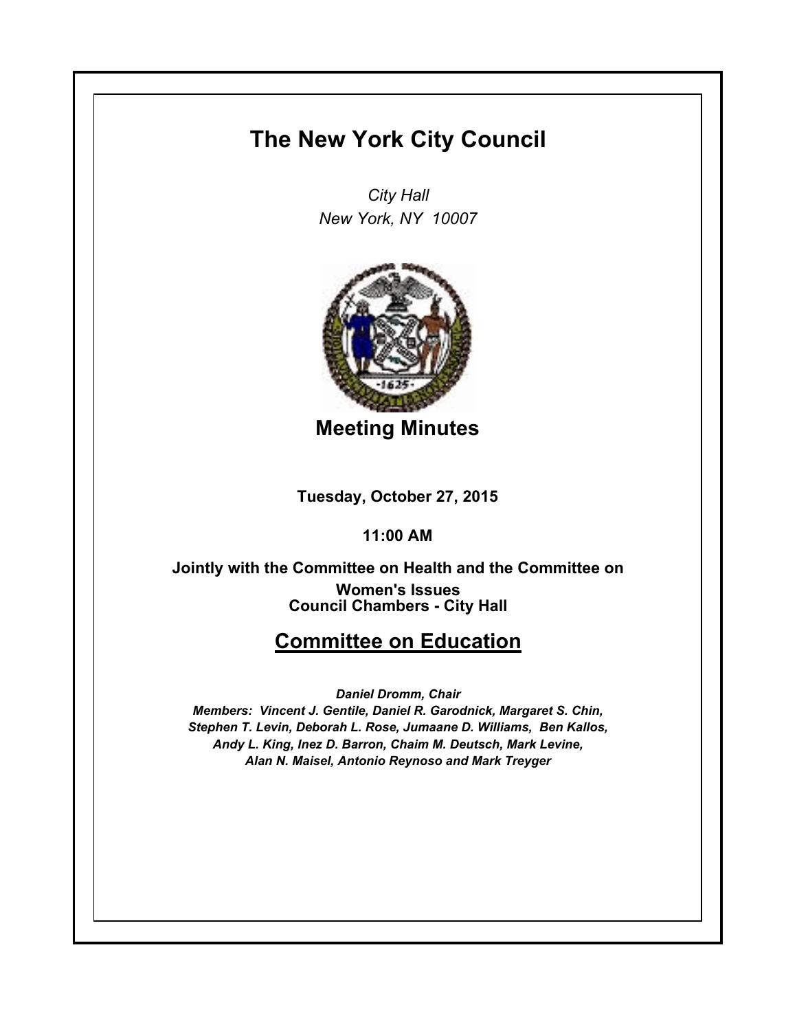# The New York City Council

*City Hall*
*New York, NY 10007*

## Meeting Minutes

**Tuesday, October 27, 2015**

**11:00 AM**

**Jointly with the Committee on Health and the Committee on Women's Issues**
**Council Chambers - City Hall**

## Committee on Education

***Daniel Dromm, Chair***
***Members: Vincent J. Gentile, Daniel R. Garodnick, Margaret S. Chin, Stephen T. Levin, Deborah L. Rose, Jumaane D. Williams, Ben Kallos, Andy L. King, Inez D. Barron, Chaim M. Deutsch, Mark Levine, Alan N. Maisel, Antonio Reynoso and Mark Treyger***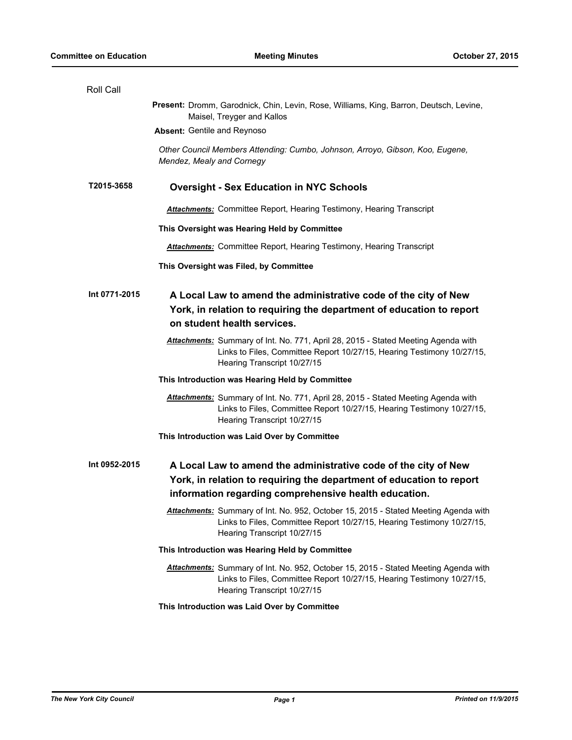Roll Call

**Present:** Dromm, Garodnick, Chin, Levin, Rose, Williams, King, Barron, Deutsch, Levine, Maisel, Treyger and Kallos

**Absent:** Gentile and Reynoso

*Other Council Members Attending: Cumbo, Johnson, Arroyo, Gibson, Koo, Eugene, Mendez, Mealy and Cornegy*

**T2015-3658** **Oversight - Sex Education in NYC Schools**

***Attachments:*** Committee Report, Hearing Testimony, Hearing Transcript

**This Oversight was Hearing Held by Committee**

***Attachments:*** Committee Report, Hearing Testimony, Hearing Transcript

**This Oversight was Filed, by Committee**

**Int 0771-2015** **A Local Law to amend the administrative code of the city of New York, in relation to requiring the department of education to report on student health services.**

***Attachments:*** Summary of Int. No. 771, April 28, 2015 - Stated Meeting Agenda with Links to Files, Committee Report 10/27/15, Hearing Testimony 10/27/15, Hearing Transcript 10/27/15

**This Introduction was Hearing Held by Committee**

***Attachments:*** Summary of Int. No. 771, April 28, 2015 - Stated Meeting Agenda with Links to Files, Committee Report 10/27/15, Hearing Testimony 10/27/15, Hearing Transcript 10/27/15

**This Introduction was Laid Over by Committee**

**Int 0952-2015** **A Local Law to amend the administrative code of the city of New York, in relation to requiring the department of education to report information regarding comprehensive health education.**

***Attachments:*** Summary of Int. No. 952, October 15, 2015 - Stated Meeting Agenda with Links to Files, Committee Report 10/27/15, Hearing Testimony 10/27/15, Hearing Transcript 10/27/15

**This Introduction was Hearing Held by Committee**

***Attachments:*** Summary of Int. No. 952, October 15, 2015 - Stated Meeting Agenda with Links to Files, Committee Report 10/27/15, Hearing Testimony 10/27/15, Hearing Transcript 10/27/15

**This Introduction was Laid Over by Committee**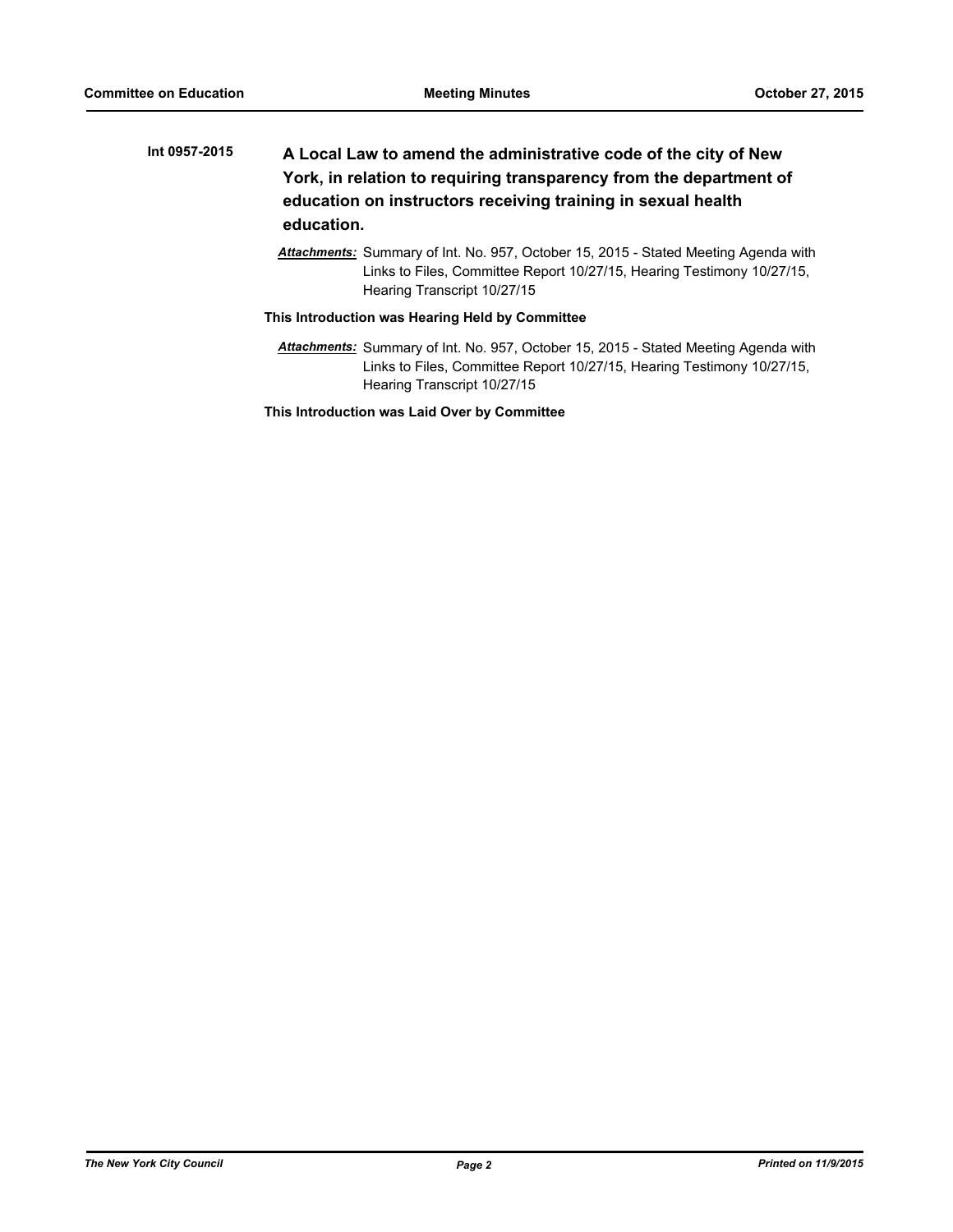**Int 0957-2015** **A Local Law to amend the administrative code of the city of New York, in relation to requiring transparency from the department of education on instructors receiving training in sexual health education.**

***Attachments:*** Summary of Int. No. 957, October 15, 2015 - Stated Meeting Agenda with Links to Files, Committee Report 10/27/15, Hearing Testimony 10/27/15, Hearing Transcript 10/27/15

**This Introduction was Hearing Held by Committee**

***Attachments:*** Summary of Int. No. 957, October 15, 2015 - Stated Meeting Agenda with Links to Files, Committee Report 10/27/15, Hearing Testimony 10/27/15, Hearing Transcript 10/27/15

**This Introduction was Laid Over by Committee**